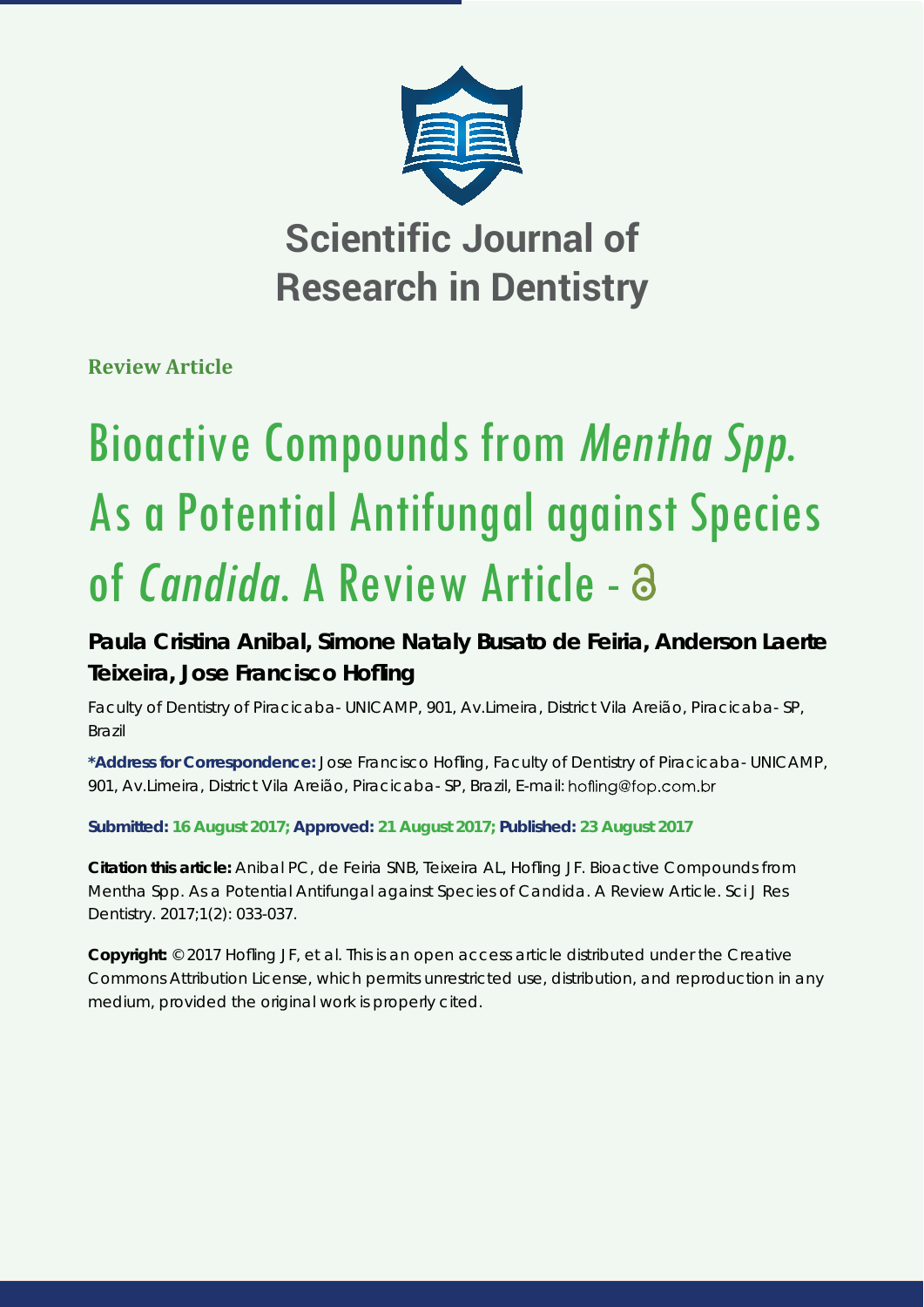# Scientific Journal of Research in Dentistry

**Review Article**

# Bioactive Compounds from *Mentha Spp.* As a Potential Antifungal against Species of *Candida*. A Review Article

**Paula Cristina Anibal, Simone Nataly Busato de Feiria, Anderson Laerte Teixeira, Jose Francisco Hofling**

Faculty of Dentistry of Piracicaba- UNICAMP, 901, Av.Limeira, District Vila Areião, Piracicaba- SP, Brazil

**\*Address for Correspondence:** Jose Francisco Hofling, Faculty of Dentistry of Piracicaba- UNICAMP, 901, Av.Limeira, District Vila Areião, Piracicaba- SP, Brazil, E-mail: hofling@fop.com.br

**Submitted: 16 August 2017; Approved: 21 August 2017; Published: 23 August 2017**

**Citation this article:** Anibal PC, de Feiria SNB, Teixeira AL, Hofling JF. Bioactive Compounds from Mentha Spp. As a Potential Antifungal against Species of Candida. A Review Article. Sci J Res Dentistry. 2017;1(2): 033-037.

**Copyright:** © 2017 Hofling JF, et al. This is an open access article distributed under the Creative Commons Attribution License, which permits unrestricted use, distribution, and reproduction in any medium, provided the original work is properly cited.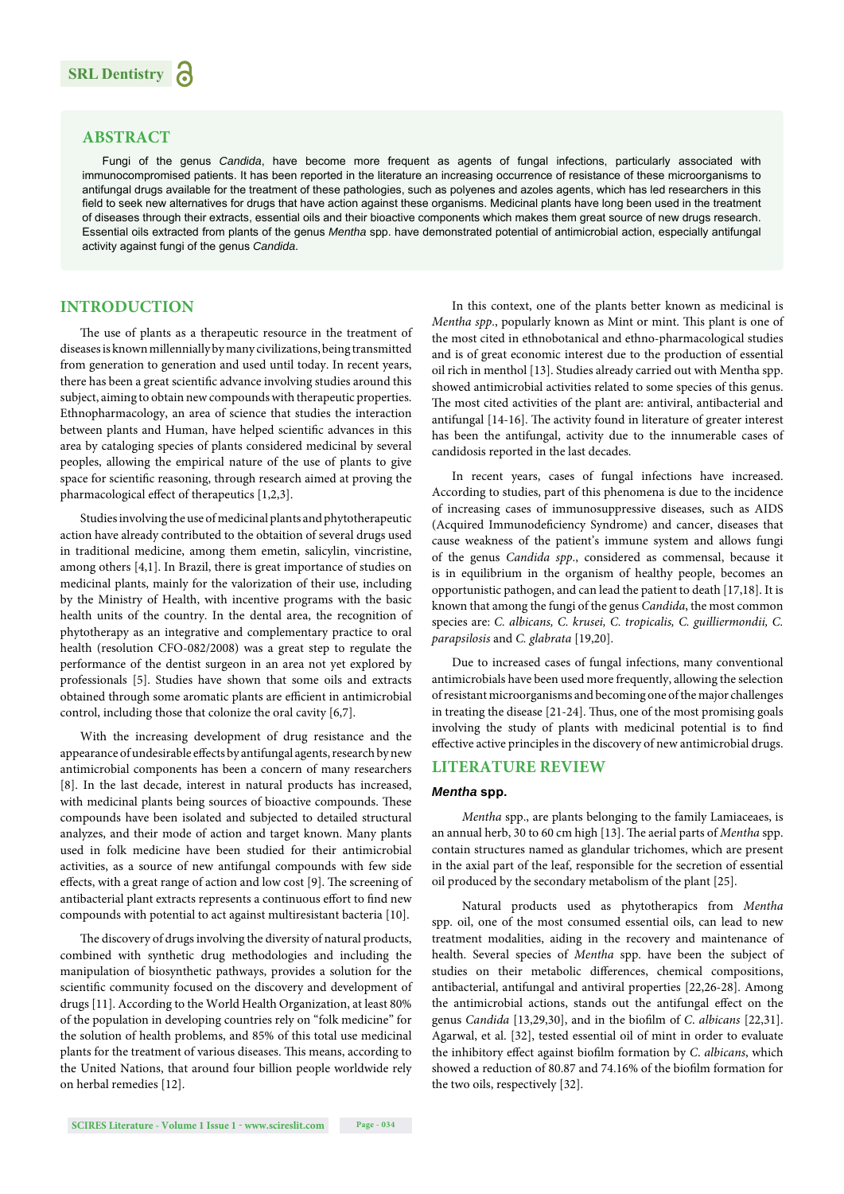## ABSTRACT

Fungi of the genus *Candida*, have become more frequent as agents of fungal infections, particularly associated with immunocompromised patients. It has been reported in the literature an increasing occurrence of resistance of these microorganisms to antifungal drugs available for the treatment of these pathologies, such as polyenes and azoles agents, which has led researchers in this field to seek new alternatives for drugs that have action against these organisms. Medicinal plants have long been used in the treatment of diseases through their extracts, essential oils and their bioactive components which makes them great source of new drugs research. Essential oils extracted from plants of the genus *Mentha* spp. have demonstrated potential of antimicrobial action, especially antifungal activity against fungi of the genus *Candida*.

## INTRODUCTION

The use of plants as a therapeutic resource in the treatment of diseases is known millennially by many civilizations, being transmitted from generation to generation and used until today. In recent years, there has been a great scientific advance involving studies around this subject, aiming to obtain new compounds with therapeutic properties. Ethnopharmacology, an area of science that studies the interaction between plants and Human, have helped scientific advances in this area by cataloging species of plants considered medicinal by several peoples, allowing the empirical nature of the use of plants to give space for scientific reasoning, through research aimed at proving the pharmacological effect of therapeutics [1,2,3].

Studies involving the use of medicinal plants and phytotherapeutic action have already contributed to the obtaition of several drugs used in traditional medicine, among them emetin, salicylin, vincristine, among others [4,1]. In Brazil, there is great importance of studies on medicinal plants, mainly for the valorization of their use, including by the Ministry of Health, with incentive programs with the basic health units of the country. In the dental area, the recognition of phytotherapy as an integrative and complementary practice to oral health (resolution CFO-082/2008) was a great step to regulate the performance of the dentist surgeon in an area not yet explored by professionals [5]. Studies have shown that some oils and extracts obtained through some aromatic plants are efficient in antimicrobial control, including those that colonize the oral cavity [6,7].

With the increasing development of drug resistance and the appearance of undesirable effects by antifungal agents, research by new antimicrobial components has been a concern of many researchers [8]. In the last decade, interest in natural products has increased, with medicinal plants being sources of bioactive compounds. These compounds have been isolated and subjected to detailed structural analyzes, and their mode of action and target known. Many plants used in folk medicine have been studied for their antimicrobial activities, as a source of new antifungal compounds with few side effects, with a great range of action and low cost [9]. The screening of antibacterial plant extracts represents a continuous effort to find new compounds with potential to act against multiresistant bacteria [10].

The discovery of drugs involving the diversity of natural products, combined with synthetic drug methodologies and including the manipulation of biosynthetic pathways, provides a solution for the scientific community focused on the discovery and development of drugs [11]. According to the World Health Organization, at least 80% of the population in developing countries rely on "folk medicine" for the solution of health problems, and 85% of this total use medicinal plants for the treatment of various diseases. This means, according to the United Nations, that around four billion people worldwide rely on herbal remedies [12].

In this context, one of the plants better known as medicinal is *Mentha spp.*, popularly known as Mint or mint. This plant is one of the most cited in ethnobotanical and ethno-pharmacological studies and is of great economic interest due to the production of essential oil rich in menthol [13]. Studies already carried out with Mentha spp. showed antimicrobial activities related to some species of this genus. The most cited activities of the plant are: antiviral, antibacterial and antifungal [14-16]. The activity found in literature of greater interest has been the antifungal, activity due to the innumerable cases of candidosis reported in the last decades.

In recent years, cases of fungal infections have increased. According to studies, part of this phenomena is due to the incidence of increasing cases of immunosuppressive diseases, such as AIDS (Acquired Immunodeficiency Syndrome) and cancer, diseases that cause weakness of the patient's immune system and allows fungi of the genus *Candida spp.*, considered as commensal, because it is in equilibrium in the organism of healthy people, becomes an opportunistic pathogen, and can lead the patient to death [17,18]. It is known that among the fungi of the genus *Candida*, the most common species are: *C. albicans, C. krusei, C. tropicalis, C. guilliermondii, C. parapsilosis* and *C. glabrata* [19,20].

Due to increased cases of fungal infections, many conventional antimicrobials have been used more frequently, allowing the selection of resistant microorganisms and becoming one of the major challenges in treating the disease [21-24]. Thus, one of the most promising goals involving the study of plants with medicinal potential is to find effective active principles in the discovery of new antimicrobial drugs.

## LITERATURE REVIEW

### *Mentha* spp.

*Mentha* spp., are plants belonging to the family Lamiaceaes, is an annual herb, 30 to 60 cm high [13]. The aerial parts of *Mentha* spp. contain structures named as glandular trichomes, which are present in the axial part of the leaf, responsible for the secretion of essential oil produced by the secondary metabolism of the plant [25].

Natural products used as phytotherapics from *Mentha* spp. oil, one of the most consumed essential oils, can lead to new treatment modalities, aiding in the recovery and maintenance of health. Several species of *Mentha* spp. have been the subject of studies on their metabolic differences, chemical compositions, antibacterial, antifungal and antiviral properties [22,26-28]. Among the antimicrobial actions, stands out the antifungal effect on the genus *Candida* [13,29,30], and in the biofilm of *C. albicans* [22,31]. Agarwal, et al. [32], tested essential oil of mint in order to evaluate the inhibitory effect against biofilm formation by *C. albicans*, which showed a reduction of 80.87 and 74.16% of the biofilm formation for the two oils, respectively [32].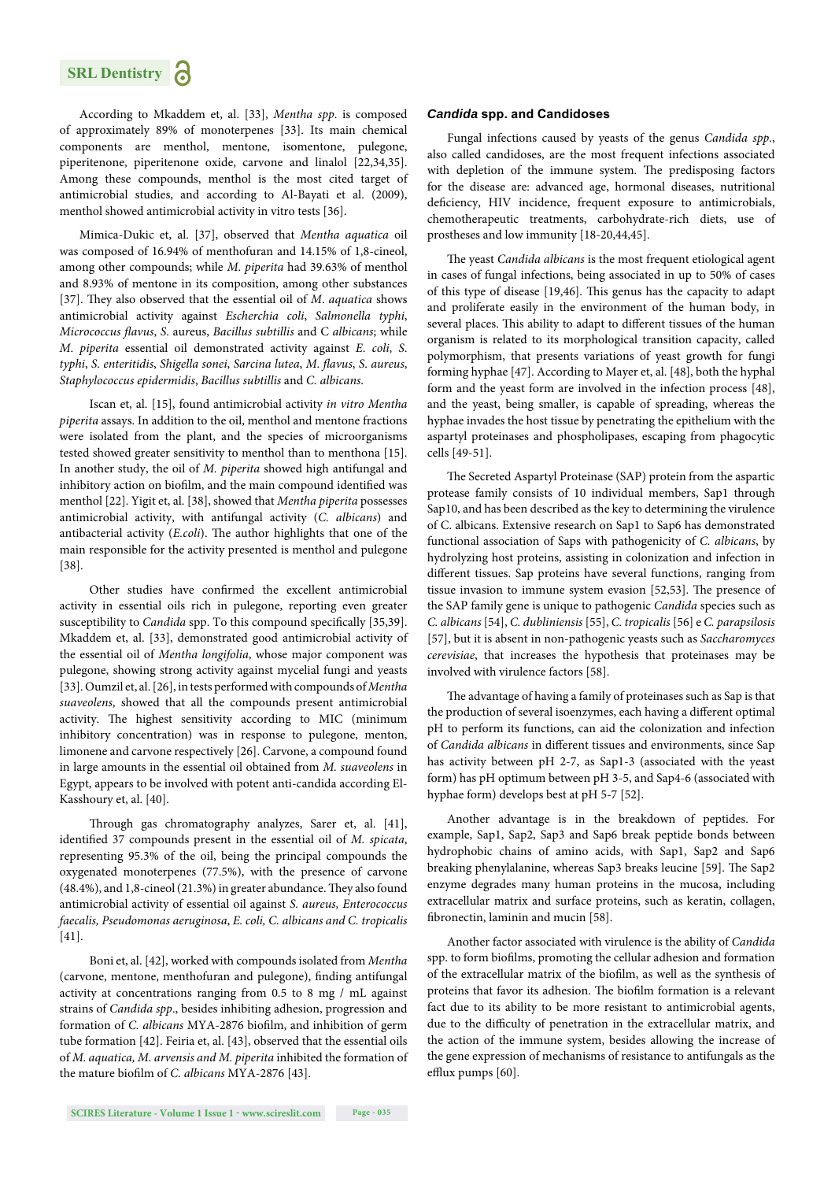According to Mkaddem et, al. [33], *Mentha spp*. is composed of approximately 89% of monoterpenes [33]. Its main chemical components are menthol, mentone, isomentone, pulegone, piperitenone, piperitenone oxide, carvone and linalol [22,34,35]. Among these compounds, menthol is the most cited target of antimicrobial studies, and according to Al-Bayati et al. (2009), menthol showed antimicrobial activity in vitro tests [36].

Mimica-Dukic et, al. [37], observed that *Mentha aquatica* oil was composed of 16.94% of menthofuran and 14.15% of 1,8-cineol, among other compounds; while *M. piperita* had 39.63% of menthol and 8.93% of mentone in its composition, among other substances [37]. They also observed that the essential oil of *M. aquatica* shows antimicrobial activity against *Escherchia coli*, *Salmonella typhi*, *Micrococcus flavus*, *S*. aureus, *Bacillus subtillis* and *C albicans*; while *M. piperita* essential oil demonstrated activity against *E. coli*, *S. typhi*, *S. enteritidis*, *Shigella sonei*, *Sarcina lutea*, *M. flavus*, *S. aureus*, *Staphylococcus epidermidis*, *Bacillus subtillis* and *C. albicans*.

Iscan et, al. [15], found antimicrobial activity *in vitro Mentha piperita* assays. In addition to the oil, menthol and mentone fractions were isolated from the plant, and the species of microorganisms tested showed greater sensitivity to menthol than to menthona [15]. In another study, the oil of *M. piperita* showed high antifungal and inhibitory action on biofilm, and the main compound identified was menthol [22]. Yigit et, al. [38], showed that *Mentha piperita* possesses antimicrobial activity, with antifungal activity (*C. albicans*) and antibacterial activity (*E.coli*). The author highlights that one of the main responsible for the activity presented is menthol and pulegone [38].

Other studies have confirmed the excellent antimicrobial activity in essential oils rich in pulegone, reporting even greater susceptibility to *Candida* spp. To this compound specifically [35,39]. Mkaddem et, al. [33], demonstrated good antimicrobial activity of the essential oil of *Mentha longifolia*, whose major component was pulegone, showing strong activity against mycelial fungi and yeasts [33]. Oumzil et, al. [26], in tests performed with compounds of *Mentha suaveolens*, showed that all the compounds present antimicrobial activity. The highest sensitivity according to MIC (minimum inhibitory concentration) was in response to pulegone, menton, limonene and carvone respectively [26]. Carvone, a compound found in large amounts in the essential oil obtained from *M. suaveolens* in Egypt, appears to be involved with potent anti-candida according El-Kasshoury et, al. [40].

Through gas chromatography analyzes, Sarer et, al. [41], identified 37 compounds present in the essential oil of *M. spicata*, representing 95.3% of the oil, being the principal compounds the oxygenated monoterpenes (77.5%), with the presence of carvone (48.4%), and 1,8-cineol (21.3%) in greater abundance. They also found antimicrobial activity of essential oil against *S. aureus, Enterococcus faecalis, Pseudomonas aeruginosa*, *E. coli, C. albicans and C. tropicalis* [41].

Boni et, al. [42], worked with compounds isolated from *Mentha* (carvone, mentone, menthofuran and pulegone), finding antifungal activity at concentrations ranging from 0.5 to 8 mg / mL against strains of *Candida spp*., besides inhibiting adhesion, progression and formation of *C. albicans* MYA-2876 biofilm, and inhibition of germ tube formation [42]. Feiria et, al. [43], observed that the essential oils of *M. aquatica, M. arvensis and M. piperita* inhibited the formation of the mature biofilm of *C. albicans* MYA-2876 [43].

## *Candida* spp. and Candidoses

Fungal infections caused by yeasts of the genus *Candida spp*., also called candidoses, are the most frequent infections associated with depletion of the immune system. The predisposing factors for the disease are: advanced age, hormonal diseases, nutritional deficiency, HIV incidence, frequent exposure to antimicrobials, chemotherapeutic treatments, carbohydrate-rich diets, use of prostheses and low immunity [18-20,44,45].

The yeast *Candida albicans* is the most frequent etiological agent in cases of fungal infections, being associated in up to 50% of cases of this type of disease [19,46]. This genus has the capacity to adapt and proliferate easily in the environment of the human body, in several places. This ability to adapt to different tissues of the human organism is related to its morphological transition capacity, called polymorphism, that presents variations of yeast growth for fungi forming hyphae [47]. According to Mayer et, al. [48], both the hyphal form and the yeast form are involved in the infection process [48], and the yeast, being smaller, is capable of spreading, whereas the hyphae invades the host tissue by penetrating the epithelium with the aspartyl proteinases and phospholipases, escaping from phagocytic cells [49-51].

The Secreted Aspartyl Proteinase (SAP) protein from the aspartic protease family consists of 10 individual members, Sap1 through Sap10, and has been described as the key to determining the virulence of C. albicans. Extensive research on Sap1 to Sap6 has demonstrated functional association of Saps with pathogenicity of *C. albicans*, by hydrolyzing host proteins, assisting in colonization and infection in different tissues. Sap proteins have several functions, ranging from tissue invasion to immune system evasion [52,53]. The presence of the SAP family gene is unique to pathogenic *Candida* species such as *C. albicans* [54], *C. dubliniensis* [55], *C. tropicalis* [56] e *C. parapsilosis* [57], but it is absent in non-pathogenic yeasts such as *Saccharomyces cerevisiae*, that increases the hypothesis that proteinases may be involved with virulence factors [58].

The advantage of having a family of proteinases such as Sap is that the production of several isoenzymes, each having a different optimal pH to perform its functions, can aid the colonization and infection of *Candida albicans* in different tissues and environments, since Sap has activity between pH 2-7, as Sap1-3 (associated with the yeast form) has pH optimum between pH 3-5, and Sap4-6 (associated with hyphae form) develops best at pH 5-7 [52].

Another advantage is in the breakdown of peptides. For example, Sap1, Sap2, Sap3 and Sap6 break peptide bonds between hydrophobic chains of amino acids, with Sap1, Sap2 and Sap6 breaking phenylalanine, whereas Sap3 breaks leucine [59]. The Sap2 enzyme degrades many human proteins in the mucosa, including extracellular matrix and surface proteins, such as keratin, collagen, fibronectin, laminin and mucin [58].

Another factor associated with virulence is the ability of *Candida* spp. to form biofilms, promoting the cellular adhesion and formation of the extracellular matrix of the biofilm, as well as the synthesis of proteins that favor its adhesion. The biofilm formation is a relevant fact due to its ability to be more resistant to antimicrobial agents, due to the difficulty of penetration in the extracellular matrix, and the action of the immune system, besides allowing the increase of the gene expression of mechanisms of resistance to antifungals as the efflux pumps [60].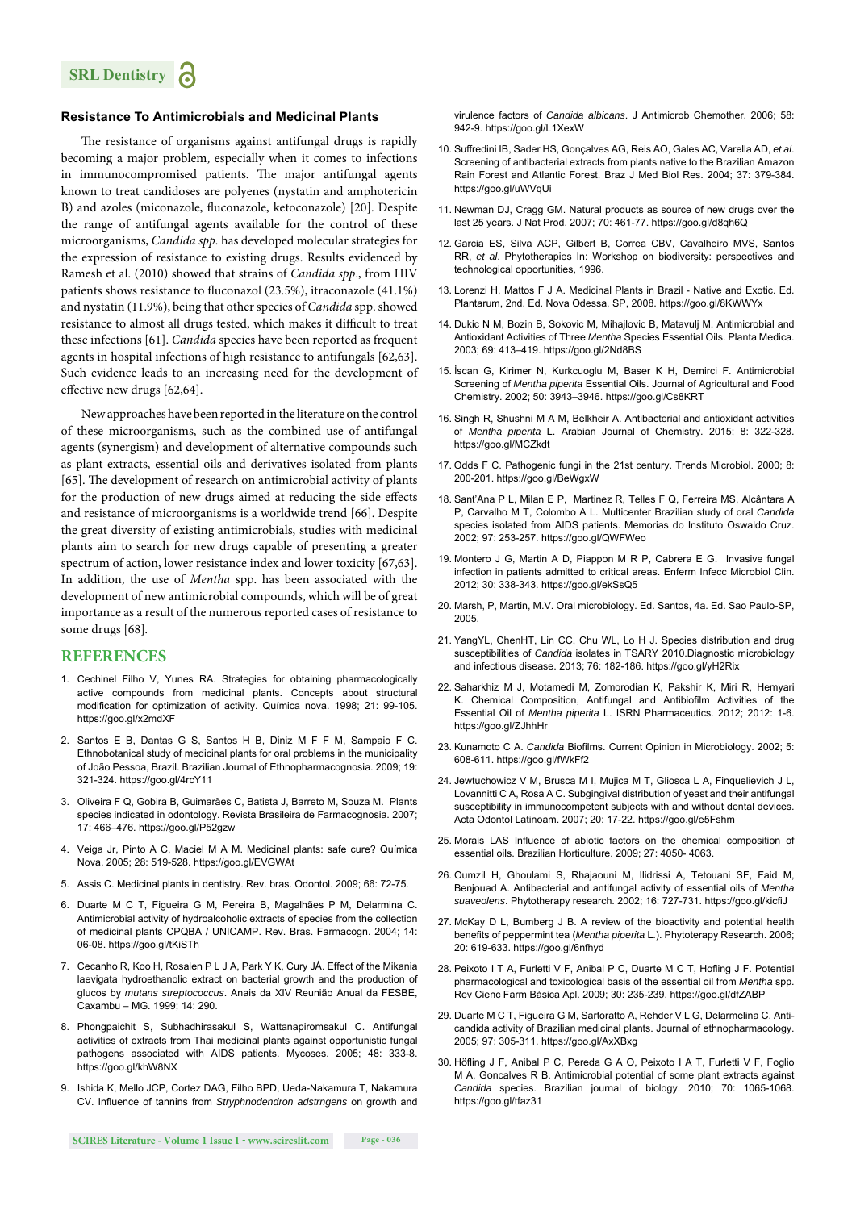### Resistance To Antimicrobials and Medicinal Plants

The resistance of organisms against antifungal drugs is rapidly becoming a major problem, especially when it comes to infections in immunocompromised patients. The major antifungal agents known to treat candidoses are polyenes (nystatin and amphotericin B) and azoles (miconazole, fluconazole, ketoconazole) [20]. Despite the range of antifungal agents available for the control of these microorganisms, *Candida spp.* has developed molecular strategies for the expression of resistance to existing drugs. Results evidenced by Ramesh et al. (2010) showed that strains of *Candida spp*., from HIV patients shows resistance to fluconazol (23.5%), itraconazole (41.1%) and nystatin (11.9%), being that other species of *Candida* spp. showed resistance to almost all drugs tested, which makes it difficult to treat these infections [61]. *Candida* species have been reported as frequent agents in hospital infections of high resistance to antifungals [62,63]. Such evidence leads to an increasing need for the development of effective new drugs [62,64].

New approaches have been reported in the literature on the control of these microorganisms, such as the combined use of antifungal agents (synergism) and development of alternative compounds such as plant extracts, essential oils and derivatives isolated from plants [65]. The development of research on antimicrobial activity of plants for the production of new drugs aimed at reducing the side effects and resistance of microorganisms is a worldwide trend [66]. Despite the great diversity of existing antimicrobials, studies with medicinal plants aim to search for new drugs capable of presenting a greater spectrum of action, lower resistance index and lower toxicity [67,63]. In addition, the use of *Mentha* spp. has been associated with the development of new antimicrobial compounds, which will be of great importance as a result of the numerous reported cases of resistance to some drugs [68].

## REFERENCES

1. Cechinel Filho V, Yunes RA. Strategies for obtaining pharmacologically active compounds from medicinal plants. Concepts about structural modification for optimization of activity. Química nova. 1998; 21: 99-105. https://goo.gl/x2mdXF
2. Santos E B, Dantas G S, Santos H B, Diniz M F F M, Sampaio F C. Ethnobotanical study of medicinal plants for oral problems in the municipality of João Pessoa, Brazil. Brazilian Journal of Ethnopharmacognosia. 2009; 19: 321-324. https://goo.gl/4rcY11
3. Oliveira F Q, Gobira B, Guimarães C, Batista J, Barreto M, Souza M. Plants species indicated in odontology. Revista Brasileira de Farmacognosia. 2007; 17: 466–476. https://goo.gl/P52gzw
4. Veiga Jr, Pinto A C, Maciel M A M. Medicinal plants: safe cure? Química Nova. 2005; 28: 519-528. https://goo.gl/EVGWAt
5. Assis C. Medicinal plants in dentistry. Rev. bras. Odontol. 2009; 66: 72-75.
6. Duarte M C T, Figueira G M, Pereira B, Magalhães P M, Delarmina C. Antimicrobial activity of hydroalcoholic extracts of species from the collection of medicinal plants CPQBA / UNICAMP. Rev. Bras. Farmacogn. 2004; 14: 06-08. https://goo.gl/tKiSTh
7. Cecanho R, Koo H, Rosalen P L J A, Park Y K, Cury JÁ. Effect of the Mikania laevigata hydroethanolic extract on bacterial growth and the production of glucos by *mutans streptococcus*. Anais da XIV Reunião Anual da FESBE, Caxambu – MG. 1999; 14: 290.
8. Phongpaichit S, Subhadhirasakul S, Wattanapiromsakul C. Antifungal activities of extracts from Thai medicinal plants against opportunistic fungal pathogens associated with AIDS patients. Mycoses. 2005; 48: 333-8. https://goo.gl/khW8NX
9. Ishida K, Mello JCP, Cortez DAG, Filho BPD, Ueda-Nakamura T, Nakamura CV. Influence of tannins from *Stryphnodendron adstrngens* on growth and virulence factors of *Candida albicans*. J Antimicrob Chemother. 2006; 58: 942-9. https://goo.gl/L1XexW
10. Suffredini IB, Sader HS, Gonçalves AG, Reis AO, Gales AC, Varella AD, *et al*. Screening of antibacterial extracts from plants native to the Brazilian Amazon Rain Forest and Atlantic Forest. Braz J Med Biol Res. 2004; 37: 379-384. https://goo.gl/uWVqUi
11. Newman DJ, Cragg GM. Natural products as source of new drugs over the last 25 years. J Nat Prod. 2007; 70: 461-77. https://goo.gl/d8qh6Q
12. Garcia ES, Silva ACP, Gilbert B, Correa CBV, Cavalheiro MVS, Santos RR, *et al*. Phytotherapies In: Workshop on biodiversity: perspectives and technological opportunities, 1996.
13. Lorenzi H, Mattos F J A. Medicinal Plants in Brazil - Native and Exotic. Ed. Plantarum, 2nd. Ed. Nova Odessa, SP, 2008. https://goo.gl/8KWWYx
14. Dukic N M, Bozin B, Sokovic M, Mihajlovic B, Matavulj M. Antimicrobial and Antioxidant Activities of Three *Mentha* Species Essential Oils. Planta Medica. 2003; 69: 413–419. https://goo.gl/2Nd8BS
15. İscan G, Kirimer N, Kurkcuoglu M, Baser K H, Demirci F. Antimicrobial Screening of *Mentha piperita* Essential Oils. Journal of Agricultural and Food Chemistry. 2002; 50: 3943–3946. https://goo.gl/Cs8KRT
16. Singh R, Shushni M A M, Belkheir A. Antibacterial and antioxidant activities of *Mentha piperita* L. Arabian Journal of Chemistry. 2015; 8: 322-328. https://goo.gl/MCZkdt
17. Odds F C. Pathogenic fungi in the 21st century. Trends Microbiol. 2000; 8: 200-201. https://goo.gl/BeWgxW
18. Sant'Ana P L, Milan E P, Martinez R, Telles F Q, Ferreira MS, Alcântara A P, Carvalho M T, Colombo A L. Multicenter Brazilian study of oral *Candida* species isolated from AIDS patients. Memorias do Instituto Oswaldo Cruz. 2002; 97: 253-257. https://goo.gl/QWFWeo
19. Montero J G, Martin A D, Piappon M R P, Cabrera E G. Invasive fungal infection in patients admitted to critical areas. Enferm Infecc Microbiol Clin. 2012; 30: 338-343. https://goo.gl/ekSsQ5
20. Marsh, P, Martin, M.V. Oral microbiology. Ed. Santos, 4a. Ed. Sao Paulo-SP, 2005.
21. YangYL, ChenHT, Lin CC, Chu WL, Lo H J. Species distribution and drug susceptibilities of *Candida* isolates in TSARY 2010.Diagnostic microbiology and infectious disease. 2013; 76: 182-186. https://goo.gl/yH2Rix
22. Saharkhiz M J, Motamedi M, Zomorodian K, Pakshir K, Miri R, Hemyari K. Chemical Composition, Antifungal and Antibiofilm Activities of the Essential Oil of *Mentha piperita* L. ISRN Pharmaceutics. 2012; 2012: 1-6. https://goo.gl/ZJhhHr
23. Kunamoto C A. *Candida* Biofilms. Current Opinion in Microbiology. 2002; 5: 608-611. https://goo.gl/fWkFf2
24. Jewtuchowicz V M, Brusca M I, Mujica M T, Gliosca L A, Finquelievich J L, Lovannitti C A, Rosa A C. Subgingival distribution of yeast and their antifungal susceptibility in immunocompetent subjects with and without dental devices. Acta Odontol Latinoam. 2007; 20: 17-22. https://goo.gl/e5Fshm
25. Morais LAS Influence of abiotic factors on the chemical composition of essential oils. Brazilian Horticulture. 2009; 27: 4050- 4063.
26. Oumzil H, Ghoulami S, Rhajaouni M, Ilidrissi A, Tetouani SF, Faid M, Benjouad A. Antibacterial and antifungal activity of essential oils of *Mentha suaveolens*. Phytotherapy research. 2002; 16: 727-731. https://goo.gl/kicfiJ
27. McKay D L, Bumberg J B. A review of the bioactivity and potential health benefits of peppermint tea (*Mentha piperita* L.). Phytoterapy Research. 2006; 20: 619-633. https://goo.gl/6nfhyd
28. Peixoto I T A, Furletti V F, Anibal P C, Duarte M C T, Hofling J F. Potential pharmacological and toxicological basis of the essential oil from *Mentha* spp. Rev Cienc Farm Básica Apl. 2009; 30: 235-239. https://goo.gl/dfZABP
29. Duarte M C T, Figueira G M, Sartoratto A, Rehder V L G, Delarmelina C. Anti-candida activity of Brazilian medicinal plants. Journal of ethnopharmacology. 2005; 97: 305-311. https://goo.gl/AxXBxg
30. Höfling J F, Anibal P C, Pereda G A O, Peixoto I A T, Furletti V F, Foglio M A, Goncalves R B. Antimicrobial potential of some plant extracts against *Candida* species. Brazilian journal of biology. 2010; 70: 1065-1068. https://goo.gl/tfaz31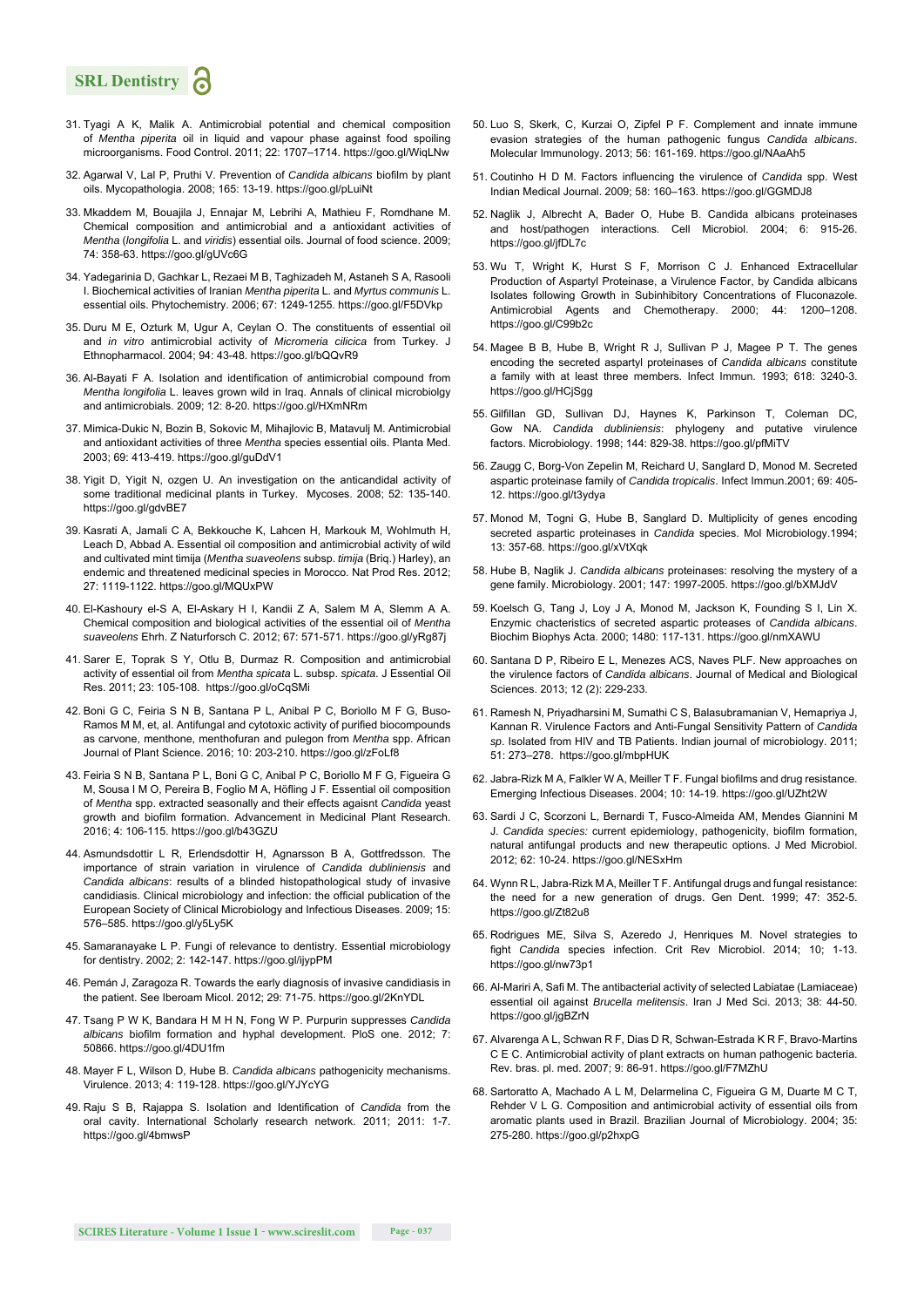31. Tyagi A K, Malik A. Antimicrobial potential and chemical composition of *Mentha piperita* oil in liquid and vapour phase against food spoiling microorganisms. Food Control. 2011; 22: 1707–1714. https://goo.gl/WiqLNw

32. Agarwal V, Lal P, Pruthi V. Prevention of *Candida albicans* biofilm by plant oils. Mycopathologia. 2008; 165: 13-19. https://goo.gl/pLuiNt

33. Mkaddem M, Bouajila J, Ennajar M, Lebrihi A, Mathieu F, Romdhane M. Chemical composition and antimicrobial and a antioxidant activities of *Mentha* (*longifolia* L. and *viridis*) essential oils. Journal of food science. 2009; 74: 358-63. https://goo.gl/gUVc6G

34. Yadegarinia D, Gachkar L, Rezaei M B, Taghizadeh M, Astaneh S A, Rasooli I. Biochemical activities of Iranian *Mentha piperita* L. and *Myrtus communis* L. essential oils. Phytochemistry. 2006; 67: 1249-1255. https://goo.gl/F5DVkp

35. Duru M E, Ozturk M, Ugur A, Ceylan O. The constituents of essential oil and *in vitro* antimicrobial activity of *Micromeria cilicica* from Turkey. J Ethnopharmacol. 2004; 94: 43-48. https://goo.gl/bQQvR9

36. Al-Bayati F A. Isolation and identification of antimicrobial compound from *Mentha longifolia* L. leaves grown wild in Iraq. Annals of clinical microbiolgy and antimicrobials. 2009; 12: 8-20. https://goo.gl/HXmNRm

37. Mimica-Dukic N, Bozin B, Sokovic M, Mihajlovic B, Matavulj M. Antimicrobial and antioxidant activities of three *Mentha* species essential oils. Planta Med. 2003; 69: 413-419. https://goo.gl/guDdV1

38. Yigit D, Yigit N, ozgen U. An investigation on the anticandidal activity of some traditional medicinal plants in Turkey. Mycoses. 2008; 52: 135-140. https://goo.gl/gdvBE7

39. Kasrati A, Jamali C A, Bekkouche K, Lahcen H, Markouk M, Wohlmuth H, Leach D, Abbad A. Essential oil composition and antimicrobial activity of wild and cultivated mint timija (*Mentha suaveolens* subsp. *timija* (Briq.) Harley), an endemic and threatened medicinal species in Morocco. Nat Prod Res. 2012; 27: 1119-1122. https://goo.gl/MQUxPW

40. El-Kashoury el-S A, El-Askary H I, Kandii Z A, Salem M A, Slemm A A. Chemical composition and biological activities of the essential oil of *Mentha suaveolens* Ehrh. Z Naturforsch C. 2012; 67: 571-571. https://goo.gl/yRg87j

41. Sarer E, Toprak S Y, Otlu B, Durmaz R. Composition and antimicrobial activity of essential oil from *Mentha spicata* L. subsp. *spicata*. J Essential Oil Res. 2011; 23: 105-108. https://goo.gl/oCqSMi

42. Boni G C, Feiria S N B, Santana P L, Anibal P C, Boriollo M F G, Buso-Ramos M M, et, al. Antifungal and cytotoxic activity of purified biocompounds as carvone, menthone, menthofuran and pulegon from *Mentha* spp. African Journal of Plant Science. 2016; 10: 203-210. https://goo.gl/zFoLf8

43. Feiria S N B, Santana P L, Boni G C, Anibal P C, Boriollo M F G, Figueira G M, Sousa I M O, Pereira B, Foglio M A, Höfling J F. Essential oil composition of *Mentha* spp. extracted seasonally and their effects agaisnt *Candida* yeast growth and biofilm formation. Advancement in Medicinal Plant Research. 2016; 4: 106-115. https://goo.gl/b43GZU

44. Asmundsdottir L R, Erlendsdottir H, Agnarsson B A, Gottfredsson. The importance of strain variation in virulence of *Candida dubliniensis* and *Candida albicans*: results of a blinded histopathological study of invasive candidiasis. Clinical microbiology and infection: the official publication of the European Society of Clinical Microbiology and Infectious Diseases. 2009; 15: 576–585. https://goo.gl/y5Ly5K

45. Samaranayake L P. Fungi of relevance to dentistry. Essential microbiology for dentistry. 2002; 2: 142-147. https://goo.gl/ijypPM

46. Pemán J, Zaragoza R. Towards the early diagnosis of invasive candidiasis in the patient. See Iberoam Micol. 2012; 29: 71-75. https://goo.gl/2KnYDL

47. Tsang P W K, Bandara H M H N, Fong W P. Purpurin suppresses *Candida albicans* biofilm formation and hyphal development. PloS one. 2012; 7: 50866. https://goo.gl/4DU1fm

48. Mayer F L, Wilson D, Hube B. *Candida albicans* pathogenicity mechanisms. Virulence. 2013; 4: 119-128. https://goo.gl/YJYcYG

49. Raju S B, Rajappa S. Isolation and Identification of *Candida* from the oral cavity. International Scholarly research network. 2011; 2011: 1-7. https://goo.gl/4bmwsP

50. Luo S, Skerk, C, Kurzai O, Zipfel P F. Complement and innate immune evasion strategies of the human pathogenic fungus *Candida albicans*. Molecular Immunology. 2013; 56: 161-169. https://goo.gl/NAaAh5

51. Coutinho H D M. Factors influencing the virulence of *Candida* spp. West Indian Medical Journal. 2009; 58: 160–163. https://goo.gl/GGMDJ8

52. Naglik J, Albrecht A, Bader O, Hube B. Candida albicans proteinases and host/pathogen interactions. Cell Microbiol. 2004; 6: 915-26. https://goo.gl/jfDL7c

53. Wu T, Wright K, Hurst S F, Morrison C J. Enhanced Extracellular Production of Aspartyl Proteinase, a Virulence Factor, by Candida albicans Isolates following Growth in Subinhibitory Concentrations of Fluconazole. Antimicrobial Agents and Chemotherapy. 2000; 44: 1200–1208. https://goo.gl/C99b2c

54. Magee B B, Hube B, Wright R J, Sullivan P J, Magee P T. The genes encoding the secreted aspartyl proteinases of *Candida albicans* constitute a family with at least three members. Infect Immun. 1993; 618: 3240-3. https://goo.gl/HCjSgg

55. Gilfillan GD, Sullivan DJ, Haynes K, Parkinson T, Coleman DC, Gow NA. *Candida dubliniensis*: phylogeny and putative virulence factors. Microbiology. 1998; 144: 829-38. https://goo.gl/pfMiTV

56. Zaugg C, Borg-Von Zepelin M, Reichard U, Sanglard D, Monod M. Secreted aspartic proteinase family of *Candida tropicalis*. Infect Immun.2001; 69: 405-12. https://goo.gl/t3ydya

57. Monod M, Togni G, Hube B, Sanglard D. Multiplicity of genes encoding secreted aspartic proteinases in *Candida* species. Mol Microbiology.1994; 13: 357-68. https://goo.gl/xVtXqk

58. Hube B, Naglik J. *Candida albicans* proteinases: resolving the mystery of a gene family. Microbiology. 2001; 147: 1997-2005. https://goo.gl/bXMJdV

59. Koelsch G, Tang J, Loy J A, Monod M, Jackson K, Founding S I, Lin X. Enzymic chacteristics of secreted aspartic proteases of *Candida albicans*. Biochim Biophys Acta. 2000; 1480: 117-131. https://goo.gl/nmXAWU

60. Santana D P, Ribeiro E L, Menezes ACS, Naves PLF. New approaches on the virulence factors of *Candida albicans*. Journal of Medical and Biological Sciences. 2013; 12 (2): 229-233.

61. Ramesh N, Priyadharsini M, Sumathi C S, Balasubramanian V, Hemapriya J, Kannan R. Virulence Factors and Anti-Fungal Sensitivity Pattern of *Candida sp*. Isolated from HIV and TB Patients. Indian journal of microbiology. 2011; 51: 273–278. https://goo.gl/mbpHUK

62. Jabra-Rizk M A, Falkler W A, Meiller T F. Fungal biofilms and drug resistance. Emerging Infectious Diseases. 2004; 10: 14-19. https://goo.gl/UZht2W

63. Sardi J C, Scorzoni L, Bernardi T, Fusco-Almeida AM, Mendes Giannini M J. *Candida species:* current epidemiology, pathogenicity, biofilm formation, natural antifungal products and new therapeutic options. J Med Microbiol. 2012; 62: 10-24. https://goo.gl/NESxHm

64. Wynn R L, Jabra-Rizk M A, Meiller T F. Antifungal drugs and fungal resistance: the need for a new generation of drugs. Gen Dent. 1999; 47: 352-5. https://goo.gl/Zt82u8

65. Rodrigues ME, Silva S, Azeredo J, Henriques M. Novel strategies to fight *Candida* species infection. Crit Rev Microbiol. 2014; 10; 1-13. https://goo.gl/nw73p1

66. Al-Mariri A, Safi M. The antibacterial activity of selected Labiatae (Lamiaceae) essential oil against *Brucella melitensis*. Iran J Med Sci. 2013; 38: 44-50. https://goo.gl/jgBZrN

67. Alvarenga A L, Schwan R F, Dias D R, Schwan-Estrada K R F, Bravo-Martins C E C. Antimicrobial activity of plant extracts on human pathogenic bacteria. Rev. bras. pl. med. 2007; 9: 86-91. https://goo.gl/F7MZhU

68. Sartoratto A, Machado A L M, Delarmelina C, Figueira G M, Duarte M C T, Rehder V L G. Composition and antimicrobial activity of essential oils from aromatic plants used in Brazil. Brazilian Journal of Microbiology. 2004; 35: 275-280. https://goo.gl/p2hxpG